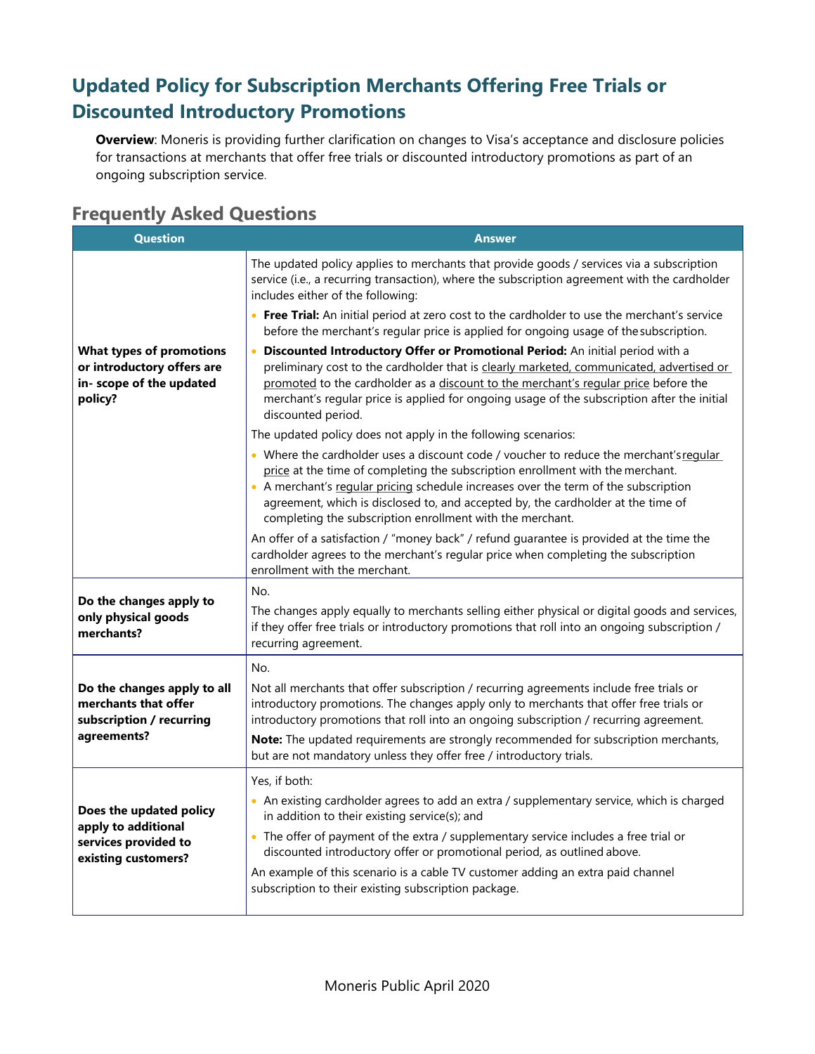## Updated Policy for Subscription Merchants Offering Free Trials or Discounted Introductory Promotions

**Overview**: Moneris is providing further clarification on changes to Visa's acceptance and disclosure policies for transactions at merchants that offer free trials or discounted introductory promotions as part of an ongoing subscription service.

### Frequently Asked Questions

| Question | Answer |
|---|---|
| **What types of promotions or introductory offers are in- scope of the updated policy?** | The updated policy applies to merchants that provide goods / services via a subscription service (i.e., a recurring transaction), where the subscription agreement with the cardholder includes either of the following:<br>• **Free Trial:** An initial period at zero cost to the cardholder to use the merchant's service before the merchant's regular price is applied for ongoing usage of the subscription.<br>• **Discounted Introductory Offer or Promotional Period:** An initial period with a preliminary cost to the cardholder that is clearly marketed, communicated, advertised or promoted to the cardholder as a discount to the merchant's regular price before the merchant's regular price is applied for ongoing usage of the subscription after the initial discounted period.<br>The updated policy does not apply in the following scenarios:<br>• Where the cardholder uses a discount code / voucher to reduce the merchant's regular price at the time of completing the subscription enrollment with the merchant.<br>• A merchant's regular pricing schedule increases over the term of the subscription agreement, which is disclosed to, and accepted by, the cardholder at the time of completing the subscription enrollment with the merchant.<br>An offer of a satisfaction / "money back" / refund guarantee is provided at the time the cardholder agrees to the merchant's regular price when completing the subscription enrollment with the merchant. |
| **Do the changes apply to only physical goods merchants?** | No.<br>The changes apply equally to merchants selling either physical or digital goods and services, if they offer free trials or introductory promotions that roll into an ongoing subscription / recurring agreement. |
| **Do the changes apply to all merchants that offer subscription / recurring agreements?** | No.<br>Not all merchants that offer subscription / recurring agreements include free trials or introductory promotions. The changes apply only to merchants that offer free trials or introductory promotions that roll into an ongoing subscription / recurring agreement.<br>**Note:** The updated requirements are strongly recommended for subscription merchants, but are not mandatory unless they offer free / introductory trials. |
| **Does the updated policy apply to additional services provided to existing customers?** | Yes, if both:<br>• An existing cardholder agrees to add an extra / supplementary service, which is charged in addition to their existing service(s); and<br>• The offer of payment of the extra / supplementary service includes a free trial or discounted introductory offer or promotional period, as outlined above.<br>An example of this scenario is a cable TV customer adding an extra paid channel subscription to their existing subscription package. |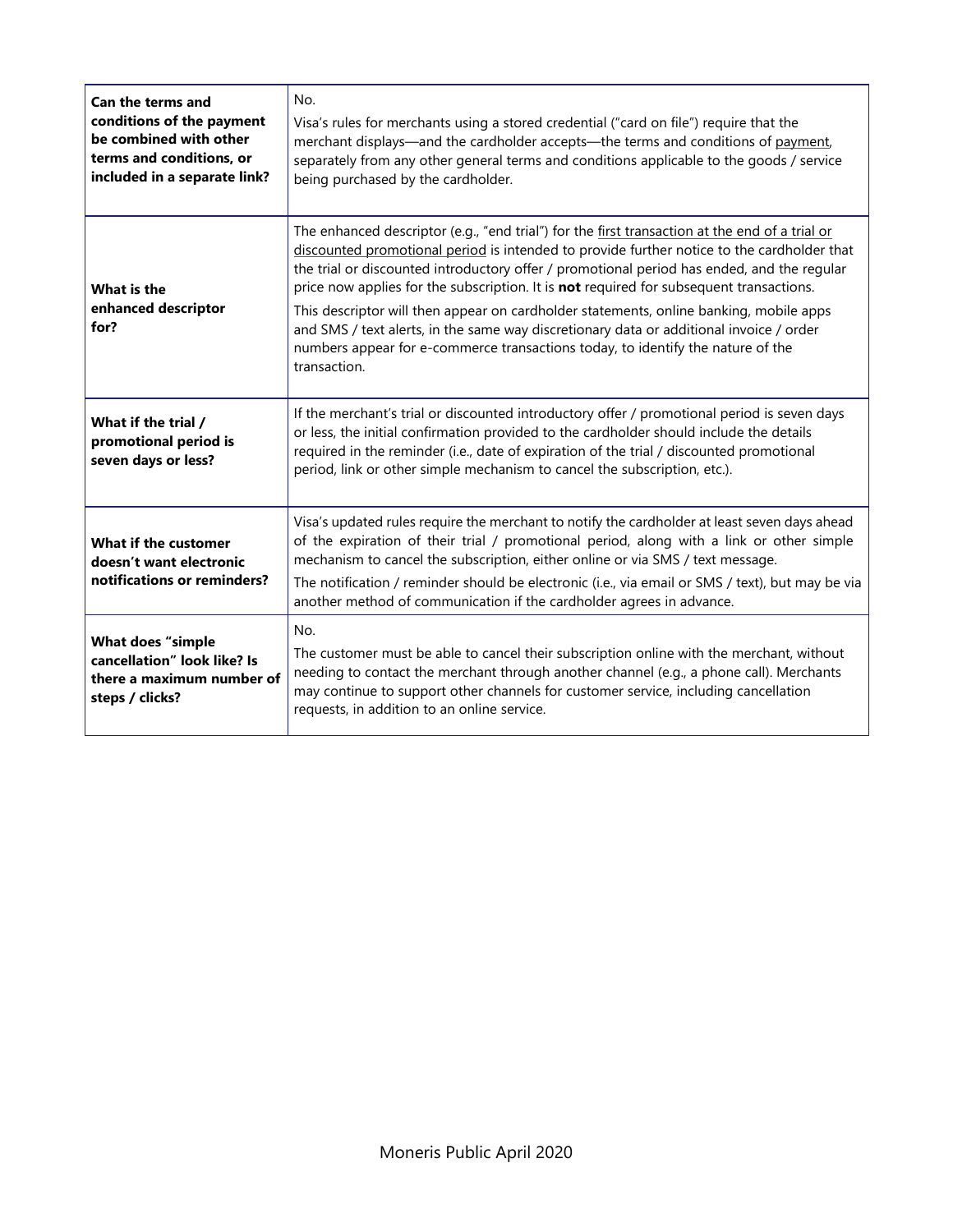| | |
|---|---|
| **Can the terms and conditions of the payment be combined with other terms and conditions, or included in a separate link?** | No.<br>Visa's rules for merchants using a stored credential ("card on file") require that the merchant displays—and the cardholder accepts—the terms and conditions of payment, separately from any other general terms and conditions applicable to the goods / service being purchased by the cardholder. |
| **What is the enhanced descriptor for?** | The enhanced descriptor (e.g., "end trial") for the first transaction at the end of a trial or discounted promotional period is intended to provide further notice to the cardholder that the trial or discounted introductory offer / promotional period has ended, and the regular price now applies for the subscription. It is **not** required for subsequent transactions.<br>This descriptor will then appear on cardholder statements, online banking, mobile apps and SMS / text alerts, in the same way discretionary data or additional invoice / order numbers appear for e-commerce transactions today, to identify the nature of the transaction. |
| **What if the trial / promotional period is seven days or less?** | If the merchant's trial or discounted introductory offer / promotional period is seven days or less, the initial confirmation provided to the cardholder should include the details required in the reminder (i.e., date of expiration of the trial / discounted promotional period, link or other simple mechanism to cancel the subscription, etc.). |
| **What if the customer doesn't want electronic notifications or reminders?** | Visa's updated rules require the merchant to notify the cardholder at least seven days ahead of the expiration of their trial / promotional period, along with a link or other simple mechanism to cancel the subscription, either online or via SMS / text message.<br>The notification / reminder should be electronic (i.e., via email or SMS / text), but may be via another method of communication if the cardholder agrees in advance. |
| **What does "simple cancellation" look like? Is there a maximum number of steps / clicks?** | No.<br>The customer must be able to cancel their subscription online with the merchant, without needing to contact the merchant through another channel (e.g., a phone call). Merchants may continue to support other channels for customer service, including cancellation requests, in addition to an online service. |

Moneris Public April 2020